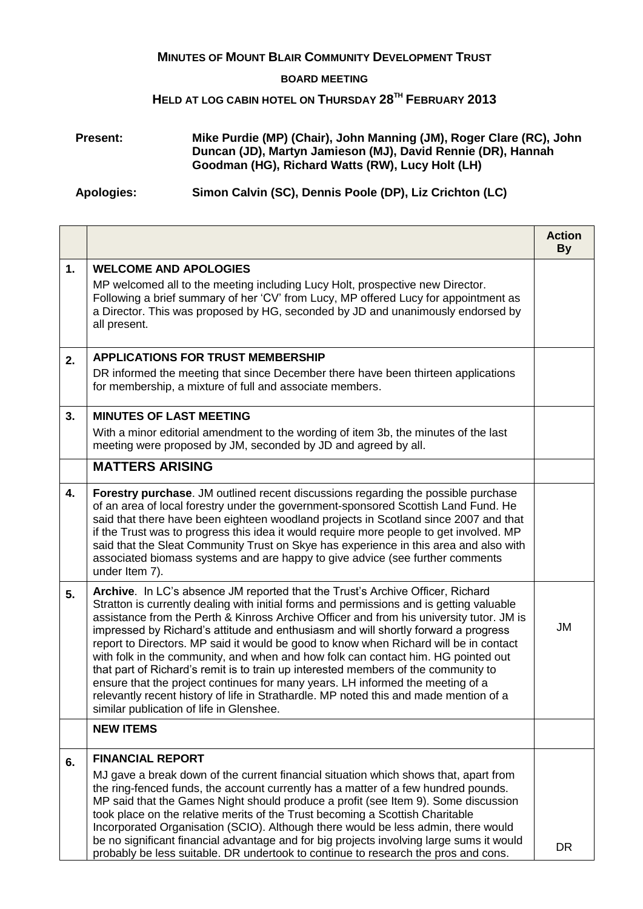# Minutes of Mount Blair Community Development Trust

## Board Meeting

## Held at Log Cabin Hotel on Thursday 28th February 2013

**Present:** **Mike Purdie (MP) (Chair), John Manning (JM), Roger Clare (RC), John Duncan (JD), Martyn Jamieson (MJ), David Rennie (DR), Hannah Goodman (HG), Richard Watts (RW), Lucy Holt (LH)**

**Apologies:** **Simon Calvin (SC), Dennis Poole (DP), Liz Crichton (LC)**

| | | **Action By** |
|---|---|---|
| **1.** | **WELCOME AND APOLOGIES**<br>MP welcomed all to the meeting including Lucy Holt, prospective new Director. Following a brief summary of her 'CV' from Lucy, MP offered Lucy for appointment as a Director. This was proposed by HG, seconded by JD and unanimously endorsed by all present. | |
| **2.** | **APPLICATIONS FOR TRUST MEMBERSHIP**<br>DR informed the meeting that since December there have been thirteen applications for membership, a mixture of full and associate members. | |
| **3.** | **MINUTES OF LAST MEETING**<br>With a minor editorial amendment to the wording of item 3b, the minutes of the last meeting were proposed by JM, seconded by JD and agreed by all. | |
| | **MATTERS ARISING** | |
| **4.** | **Forestry purchase**. JM outlined recent discussions regarding the possible purchase of an area of local forestry under the government-sponsored Scottish Land Fund. He said that there have been eighteen woodland projects in Scotland since 2007 and that if the Trust was to progress this idea it would require more people to get involved. MP said that the Sleat Community Trust on Skye has experience in this area and also with associated biomass systems and are happy to give advice (see further comments under Item 7). | |
| **5.** | **Archive**. In LC's absence JM reported that the Trust's Archive Officer, Richard Stratton is currently dealing with initial forms and permissions and is getting valuable assistance from the Perth & Kinross Archive Officer and from his university tutor. JM is impressed by Richard's attitude and enthusiasm and will shortly forward a progress report to Directors. MP said it would be good to know when Richard will be in contact with folk in the community, and when and how folk can contact him. HG pointed out that part of Richard's remit is to train up interested members of the community to ensure that the project continues for many years. LH informed the meeting of a relevantly recent history of life in Strathardle. MP noted this and made mention of a similar publication of life in Glenshee. | JM |
| | **NEW ITEMS** | |
| **6.** | **FINANCIAL REPORT**<br>MJ gave a break down of the current financial situation which shows that, apart from the ring-fenced funds, the account currently has a matter of a few hundred pounds. MP said that the Games Night should produce a profit (see Item 9). Some discussion took place on the relative merits of the Trust becoming a Scottish Charitable Incorporated Organisation (SCIO). Although there would be less admin, there would be no significant financial advantage and for big projects involving large sums it would probably be less suitable. DR undertook to continue to research the pros and cons. | DR |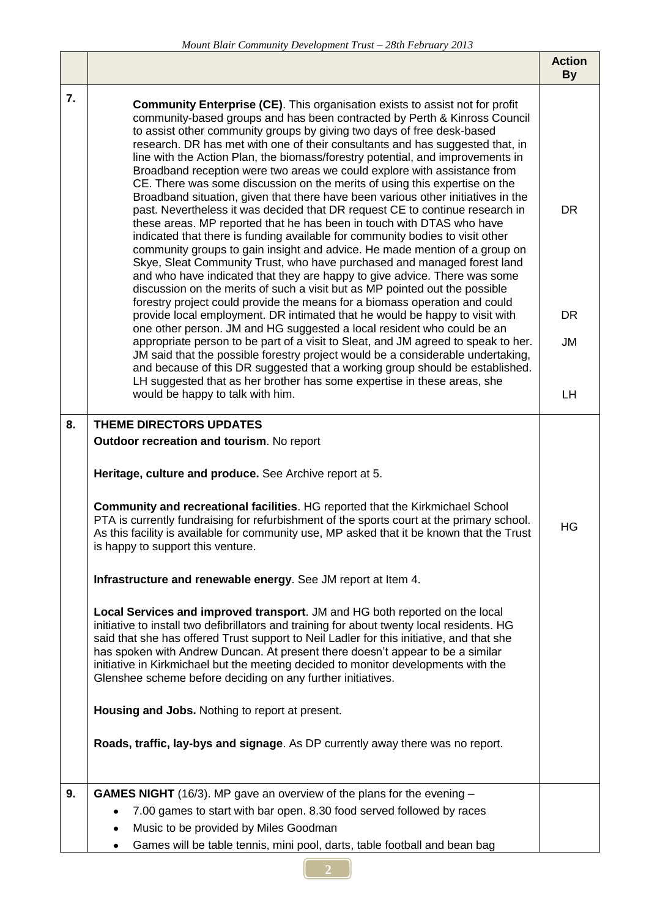| | | Action By |
|---|---|---|
| 7. | **Community Enterprise (CE)**. This organisation exists to assist not for profit community-based groups and has been contracted by Perth & Kinross Council to assist other community groups by giving two days of free desk-based research. DR has met with one of their consultants and has suggested that, in line with the Action Plan, the biomass/forestry potential, and improvements in Broadband reception were two areas we could explore with assistance from CE. There was some discussion on the merits of using this expertise on the Broadband situation, given that there have been various other initiatives in the past. Nevertheless it was decided that DR request CE to continue research in these areas. MP reported that he has been in touch with DTAS who have indicated that there is funding available for community bodies to visit other community groups to gain insight and advice. He made mention of a group on Skye, Sleat Community Trust, who have purchased and managed forest land and who have indicated that they are happy to give advice. There was some discussion on the merits of such a visit but as MP pointed out the possible forestry project could provide the means for a biomass operation and could provide local employment. DR intimated that he would be happy to visit with one other person. JM and HG suggested a local resident who could be an appropriate person to be part of a visit to Sleat, and JM agreed to speak to her. JM said that the possible forestry project would be a considerable undertaking, and because of this DR suggested that a working group should be established. LH suggested that as her brother has some expertise in these areas, she would be happy to talk with him. | DR<br><br>DR<br><br>JM<br><br>LH |
| 8. | **THEME DIRECTORS UPDATES**<br>**Outdoor recreation and tourism**. No report<br><br>**Heritage, culture and produce.** See Archive report at 5.<br><br>**Community and recreational facilities**. HG reported that the Kirkmichael School PTA is currently fundraising for refurbishment of the sports court at the primary school. As this facility is available for community use, MP asked that it be known that the Trust is happy to support this venture.<br><br>**Infrastructure and renewable energy**. See JM report at Item 4.<br><br>**Local Services and improved transport**. JM and HG both reported on the local initiative to install two defibrillators and training for about twenty local residents. HG said that she has offered Trust support to Neil Ladler for this initiative, and that she has spoken with Andrew Duncan. At present there doesn't appear to be a similar initiative in Kirkmichael but the meeting decided to monitor developments with the Glenshee scheme before deciding on any further initiatives.<br><br>**Housing and Jobs.** Nothing to report at present.<br><br>**Roads, traffic, lay-bys and signage**. As DP currently away there was no report. | HG |
| 9. | **GAMES NIGHT** (16/3). MP gave an overview of the plans for the evening –<br>• 7.00 games to start with bar open. 8.30 food served followed by races<br>• Music to be provided by Miles Goodman<br>• Games will be table tennis, mini pool, darts, table football and bean bag | |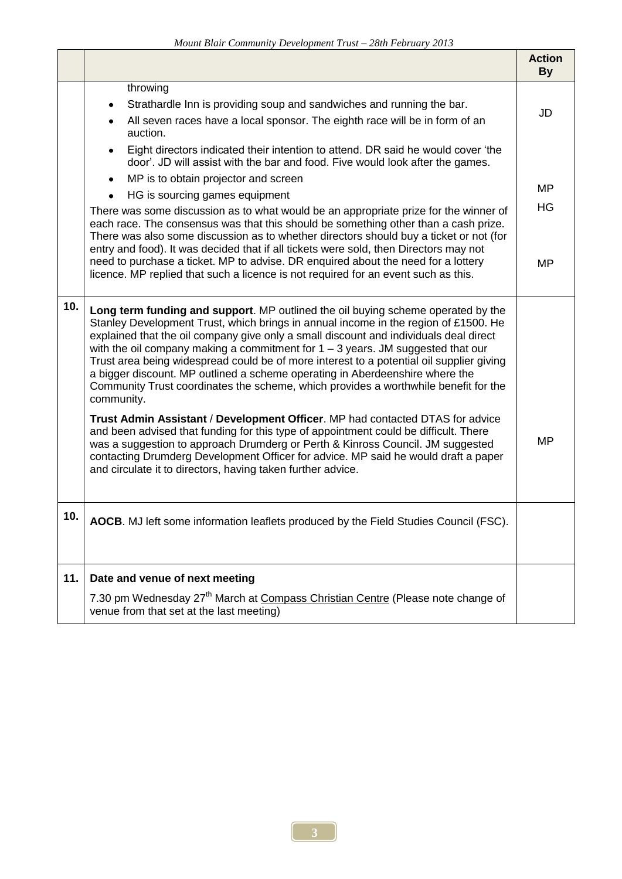| | | Action By |
|---|---|---|
| | throwing<br>• Strathardle Inn is providing soup and sandwiches and running the bar.<br>• All seven races have a local sponsor. The eighth race will be in form of an auction.<br>• Eight directors indicated their intention to attend. DR said he would cover 'the door'. JD will assist with the bar and food. Five would look after the games.<br>• MP is to obtain projector and screen<br>• HG is sourcing games equipment<br>There was some discussion as to what would be an appropriate prize for the winner of each race. The consensus was that this should be something other than a cash prize. There was also some discussion as to whether directors should buy a ticket or not (for entry and food). It was decided that if all tickets were sold, then Directors may not need to purchase a ticket. MP to advise. DR enquired about the need for a lottery licence. MP replied that such a licence is not required for an event such as this. | JD<br><br>MP<br>HG<br><br>MP |
| **10.** | **Long term funding and support**. MP outlined the oil buying scheme operated by the Stanley Development Trust, which brings in annual income in the region of £1500. He explained that the oil company give only a small discount and individuals deal direct with the oil company making a commitment for 1 – 3 years. JM suggested that our Trust area being widespread could be of more interest to a potential oil supplier giving a bigger discount. MP outlined a scheme operating in Aberdeenshire where the Community Trust coordinates the scheme, which provides a worthwhile benefit for the community.<br><br>**Trust Admin Assistant / Development Officer**. MP had contacted DTAS for advice and been advised that funding for this type of appointment could be difficult. There was a suggestion to approach Drumderg or Perth & Kinross Council. JM suggested contacting Drumderg Development Officer for advice. MP said he would draft a paper and circulate it to directors, having taken further advice. | MP |
| **10.** | **AOCB**. MJ left some information leaflets produced by the Field Studies Council (FSC). | |
| **11.** | **Date and venue of next meeting**<br>7.30 pm Wednesday 27th March at Compass Christian Centre (Please note change of venue from that set at the last meeting) | |